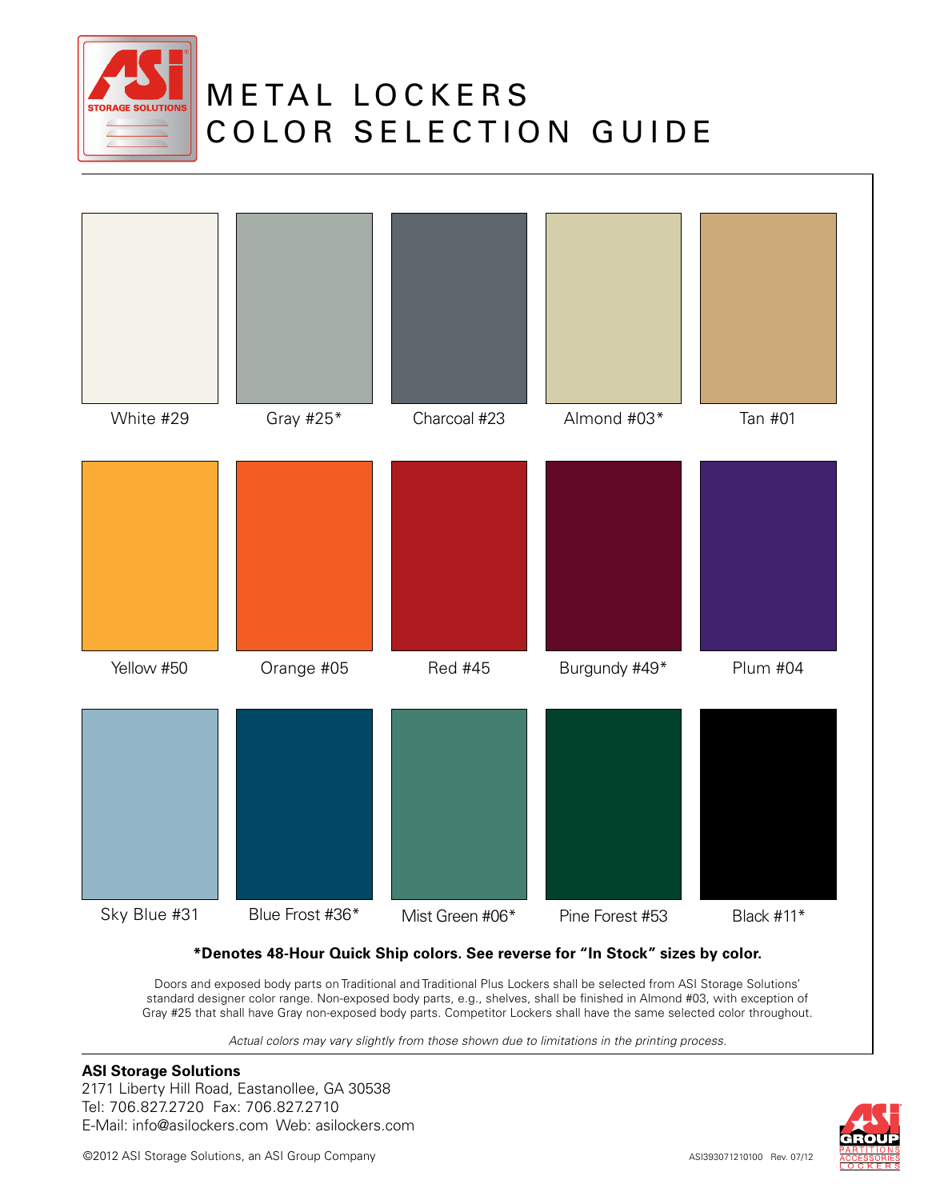# METAL LOCKERS COLOR SELECTION GUIDE

| | | | | |
|---|---|---|---|---|
| White #29 | Gray #25* | Charcoal #23 | Almond #03* | Tan #01 |
| Yellow #50 | Orange #05 | Red #45 | Burgundy #49* | Plum #04 |
| Sky Blue #31 | Blue Frost #36* | Mist Green #06* | Pine Forest #53 | Black #11* |

**\*Denotes 48-Hour Quick Ship colors. See reverse for "In Stock" sizes by color.**

Doors and exposed body parts on Traditional and Traditional Plus Lockers shall be selected from ASI Storage Solutions' standard designer color range. Non-exposed body parts, e.g., shelves, shall be finished in Almond #03, with exception of Gray #25 that shall have Gray non-exposed body parts. Competitor Lockers shall have the same selected color throughout.

*Actual colors may vary slightly from those shown due to limitations in the printing process.*

**ASI Storage Solutions**
2171 Liberty Hill Road, Eastanollee, GA 30538
Tel: 706.827.2720 Fax: 706.827.2710
E-Mail: info@asilockers.com Web: asilockers.com

©2012 ASI Storage Solutions, an ASI Group Company

ASI393071210100 Rev. 07/12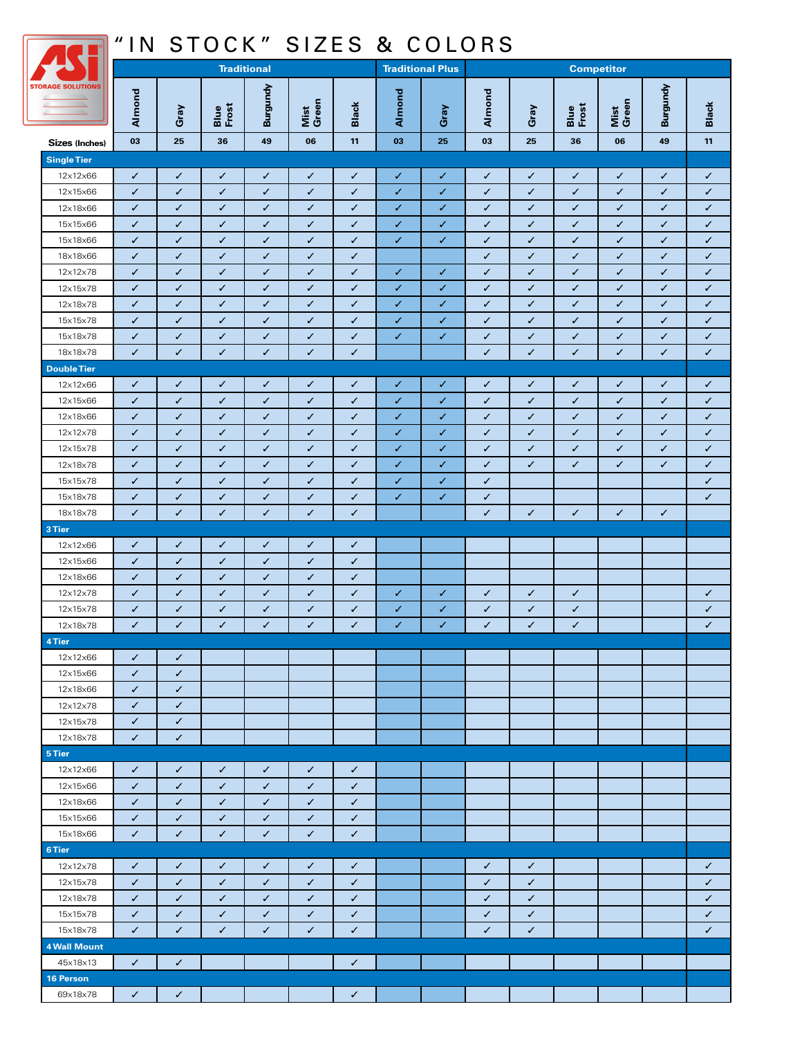ASI STORAGE SOLUTIONS

# "IN STOCK" SIZES & COLORS

| Sizes (Inches) | Traditional | | | | | | Traditional Plus | | Competitor | | | | | |
|---|---|---|---|---|---|---|---|---|---|---|---|---|---|---|
| | Almond | Gray | Blue Frost | Burgundy | Mist Green | Black | Almond | Gray | Almond | Gray | Blue Frost | Mist Green | Burgundy | Black |
| | 03 | 25 | 36 | 49 | 06 | 11 | 03 | 25 | 03 | 25 | 36 | 06 | 49 | 11 |
| **Single Tier** | | | | | | | | | | | | | | |
| 12x12x66 | ✓ | ✓ | ✓ | ✓ | ✓ | ✓ | ✓ | ✓ | ✓ | ✓ | ✓ | ✓ | ✓ | ✓ |
| 12x15x66 | ✓ | ✓ | ✓ | ✓ | ✓ | ✓ | ✓ | ✓ | ✓ | ✓ | ✓ | ✓ | ✓ | ✓ |
| 12x18x66 | ✓ | ✓ | ✓ | ✓ | ✓ | ✓ | ✓ | ✓ | ✓ | ✓ | ✓ | ✓ | ✓ | ✓ |
| 15x15x66 | ✓ | ✓ | ✓ | ✓ | ✓ | ✓ | ✓ | ✓ | ✓ | ✓ | ✓ | ✓ | ✓ | ✓ |
| 15x18x66 | ✓ | ✓ | ✓ | ✓ | ✓ | ✓ | ✓ | ✓ | ✓ | ✓ | ✓ | ✓ | ✓ | ✓ |
| 18x18x66 | ✓ | ✓ | ✓ | ✓ | ✓ | ✓ | | | ✓ | ✓ | ✓ | ✓ | ✓ | ✓ |
| 12x12x78 | ✓ | ✓ | ✓ | ✓ | ✓ | ✓ | ✓ | ✓ | ✓ | ✓ | ✓ | ✓ | ✓ | ✓ |
| 12x15x78 | ✓ | ✓ | ✓ | ✓ | ✓ | ✓ | ✓ | ✓ | ✓ | ✓ | ✓ | ✓ | ✓ | ✓ |
| 12x18x78 | ✓ | ✓ | ✓ | ✓ | ✓ | ✓ | ✓ | ✓ | ✓ | ✓ | ✓ | ✓ | ✓ | ✓ |
| 15x15x78 | ✓ | ✓ | ✓ | ✓ | ✓ | ✓ | ✓ | ✓ | ✓ | ✓ | ✓ | ✓ | ✓ | ✓ |
| 15x18x78 | ✓ | ✓ | ✓ | ✓ | ✓ | ✓ | ✓ | ✓ | ✓ | ✓ | ✓ | ✓ | ✓ | ✓ |
| 18x18x78 | ✓ | ✓ | ✓ | ✓ | ✓ | ✓ | | | ✓ | ✓ | ✓ | ✓ | ✓ | ✓ |
| **Double Tier** | | | | | | | | | | | | | | |
| 12x12x66 | ✓ | ✓ | ✓ | ✓ | ✓ | ✓ | ✓ | ✓ | ✓ | ✓ | ✓ | ✓ | ✓ | ✓ |
| 12x15x66 | ✓ | ✓ | ✓ | ✓ | ✓ | ✓ | ✓ | ✓ | ✓ | ✓ | ✓ | ✓ | ✓ | ✓ |
| 12x18x66 | ✓ | ✓ | ✓ | ✓ | ✓ | ✓ | ✓ | ✓ | ✓ | ✓ | ✓ | ✓ | ✓ | ✓ |
| 12x12x78 | ✓ | ✓ | ✓ | ✓ | ✓ | ✓ | ✓ | ✓ | ✓ | ✓ | ✓ | ✓ | ✓ | ✓ |
| 12x15x78 | ✓ | ✓ | ✓ | ✓ | ✓ | ✓ | ✓ | ✓ | ✓ | ✓ | ✓ | ✓ | ✓ | ✓ |
| 12x18x78 | ✓ | ✓ | ✓ | ✓ | ✓ | ✓ | ✓ | ✓ | ✓ | ✓ | ✓ | ✓ | ✓ | ✓ |
| 15x15x78 | ✓ | ✓ | ✓ | ✓ | ✓ | ✓ | ✓ | ✓ | ✓ | | | | | ✓ |
| 15x18x78 | ✓ | ✓ | ✓ | ✓ | ✓ | ✓ | ✓ | ✓ | ✓ | | | | | ✓ |
| 18x18x78 | ✓ | ✓ | ✓ | ✓ | ✓ | ✓ | | | ✓ | ✓ | ✓ | ✓ | ✓ | |
| **3 Tier** | | | | | | | | | | | | | | |
| 12x12x66 | ✓ | ✓ | ✓ | ✓ | ✓ | ✓ | | | | | | | | |
| 12x15x66 | ✓ | ✓ | ✓ | ✓ | ✓ | ✓ | | | | | | | | |
| 12x18x66 | ✓ | ✓ | ✓ | ✓ | ✓ | ✓ | | | | | | | | |
| 12x12x78 | ✓ | ✓ | ✓ | ✓ | ✓ | ✓ | ✓ | ✓ | ✓ | ✓ | ✓ | | | ✓ |
| 12x15x78 | ✓ | ✓ | ✓ | ✓ | ✓ | ✓ | ✓ | ✓ | ✓ | ✓ | ✓ | | | ✓ |
| 12x18x78 | ✓ | ✓ | ✓ | ✓ | ✓ | ✓ | ✓ | ✓ | ✓ | ✓ | ✓ | | | ✓ |
| **4 Tier** | | | | | | | | | | | | | | |
| 12x12x66 | ✓ | ✓ | | | | | | | | | | | | |
| 12x15x66 | ✓ | ✓ | | | | | | | | | | | | |
| 12x18x66 | ✓ | ✓ | | | | | | | | | | | | |
| 12x12x78 | ✓ | ✓ | | | | | | | | | | | | |
| 12x15x78 | ✓ | ✓ | | | | | | | | | | | | |
| 12x18x78 | ✓ | ✓ | | | | | | | | | | | | |
| **5 Tier** | | | | | | | | | | | | | | |
| 12x12x66 | ✓ | ✓ | ✓ | ✓ | ✓ | ✓ | | | | | | | | |
| 12x15x66 | ✓ | ✓ | ✓ | ✓ | ✓ | ✓ | | | | | | | | |
| 12x18x66 | ✓ | ✓ | ✓ | ✓ | ✓ | ✓ | | | | | | | | |
| 15x15x66 | ✓ | ✓ | ✓ | ✓ | ✓ | ✓ | | | | | | | | |
| 15x18x66 | ✓ | ✓ | ✓ | ✓ | ✓ | ✓ | | | | | | | | |
| **6 Tier** | | | | | | | | | | | | | | |
| 12x12x78 | ✓ | ✓ | ✓ | ✓ | ✓ | ✓ | | | ✓ | ✓ | | | | ✓ |
| 12x15x78 | ✓ | ✓ | ✓ | ✓ | ✓ | ✓ | | | ✓ | ✓ | | | | ✓ |
| 12x18x78 | ✓ | ✓ | ✓ | ✓ | ✓ | ✓ | | | ✓ | ✓ | | | | ✓ |
| 15x15x78 | ✓ | ✓ | ✓ | ✓ | ✓ | ✓ | | | ✓ | ✓ | | | | ✓ |
| 15x18x78 | ✓ | ✓ | ✓ | ✓ | ✓ | ✓ | | | ✓ | ✓ | | | | ✓ |
| **4 Wall Mount** | | | | | | | | | | | | | | |
| 45x18x13 | ✓ | ✓ | | | | ✓ | | | | | | | | |
| **16 Person** | | | | | | | | | | | | | | |
| 69x18x78 | ✓ | ✓ | | | | ✓ | | | | | | | | |